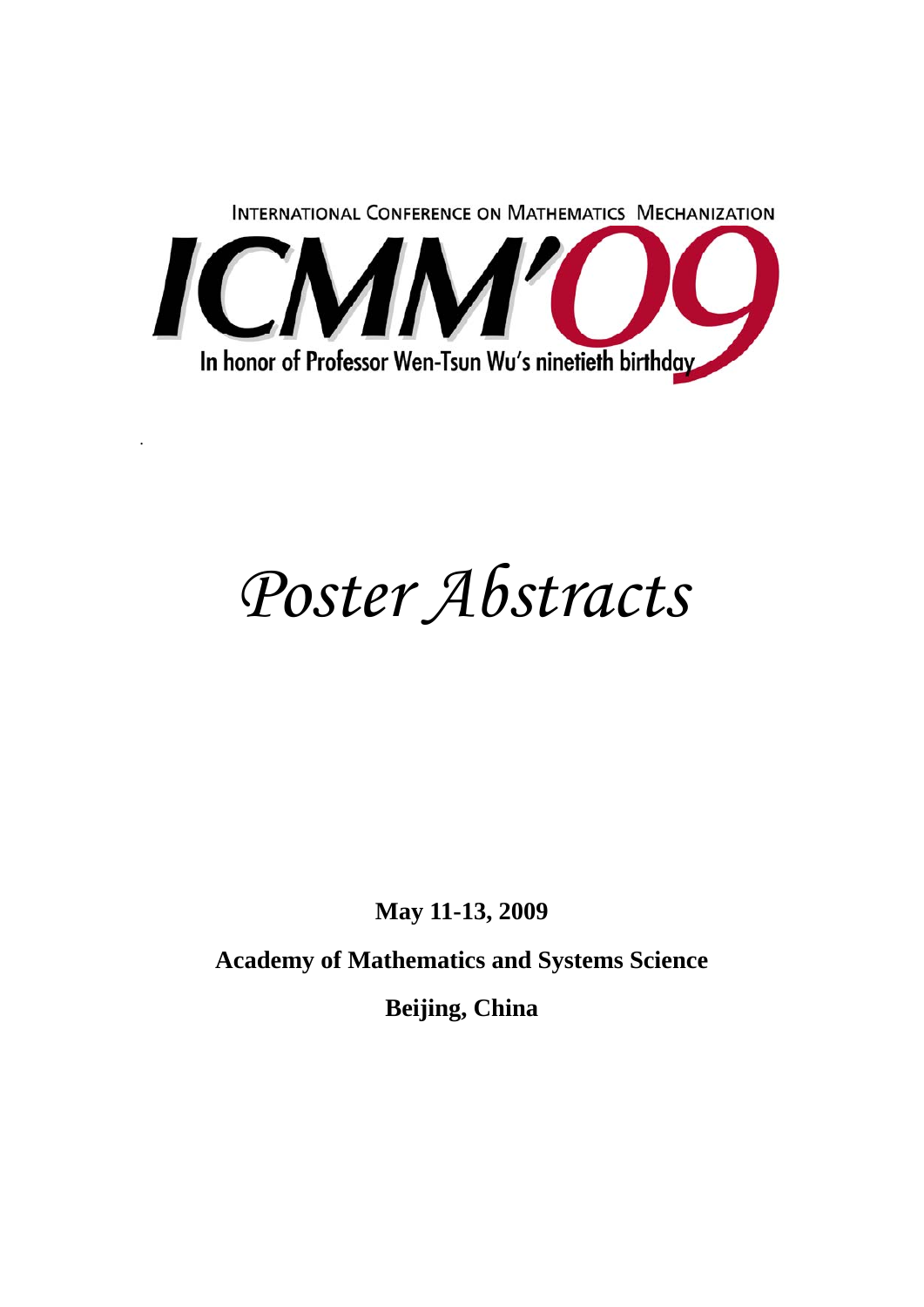INTERNATIONAL CONFERENCE ON MATHEMATICS MECHANIZATION

# ICMM'09

In honor of Professor Wen-Tsun Wu's ninetieth birthday

# *Poster Abstracts*

**May 11-13, 2009**

**Academy of Mathematics and Systems Science**

**Beijing, China**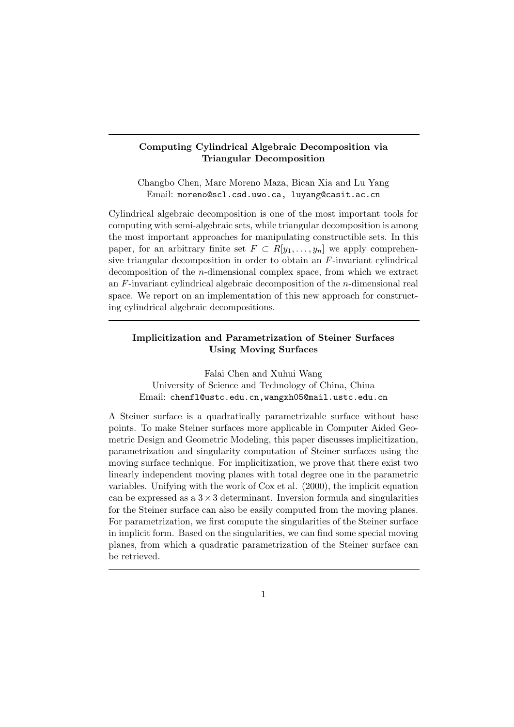---

**Computing Cylindrical Algebraic Decomposition via Triangular Decomposition**

Changbo Chen, Marc Moreno Maza, Bican Xia and Lu Yang
Email: `moreno@scl.csd.uwo.ca, luyang@casit.ac.cn`

Cylindrical algebraic decomposition is one of the most important tools for computing with semi-algebraic sets, while triangular decomposition is among the most important approaches for manipulating constructible sets. In this paper, for an arbitrary finite set $F \subset R[y_1, \ldots, y_n]$ we apply comprehensive triangular decomposition in order to obtain an $F$-invariant cylindrical decomposition of the $n$-dimensional complex space, from which we extract an $F$-invariant cylindrical algebraic decomposition of the $n$-dimensional real space. We report on an implementation of this new approach for constructing cylindrical algebraic decompositions.

---

**Implicitization and Parametrization of Steiner Surfaces Using Moving Surfaces**

Falai Chen and Xuhui Wang
University of Science and Technology of China, China
Email: `chenfl@ustc.edu.cn,wangxh05@mail.ustc.edu.cn`

A Steiner surface is a quadratically parametrizable surface without base points. To make Steiner surfaces more applicable in Computer Aided Geometric Design and Geometric Modeling, this paper discusses implicitization, parametrization and singularity computation of Steiner surfaces using the moving surface technique. For implicitization, we prove that there exist two linearly independent moving planes with total degree one in the parametric variables. Unifying with the work of Cox et al. (2000), the implicit equation can be expressed as a $3 \times 3$ determinant. Inversion formula and singularities for the Steiner surface can also be easily computed from the moving planes. For parametrization, we first compute the singularities of the Steiner surface in implicit form. Based on the singularities, we can find some special moving planes, from which a quadratic parametrization of the Steiner surface can be retrieved.

---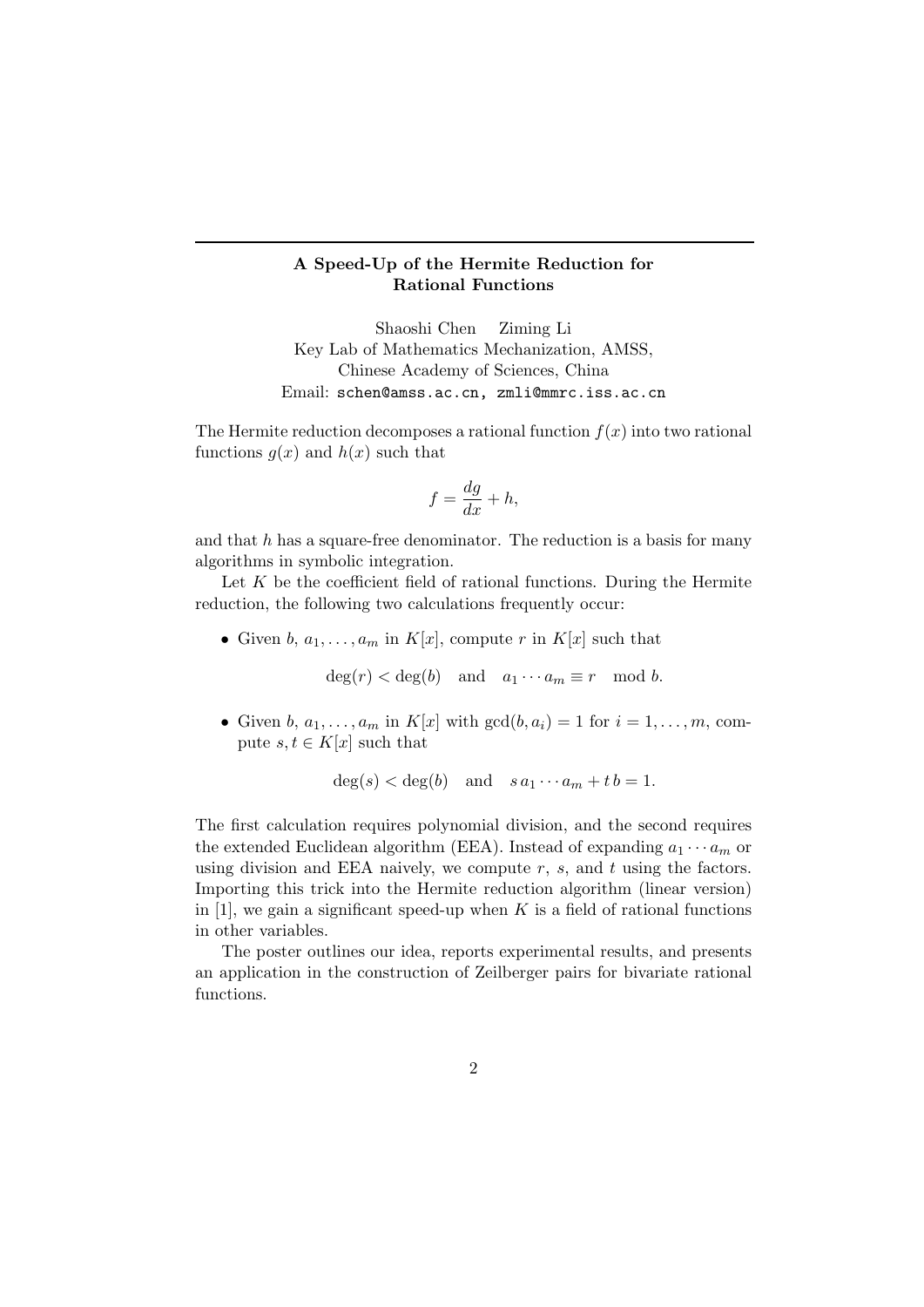## A Speed-Up of the Hermite Reduction for Rational Functions

Shaoshi Chen Ziming Li
Key Lab of Mathematics Mechanization, AMSS,
Chinese Academy of Sciences, China
Email: schen@amss.ac.cn, zmli@mmrc.iss.ac.cn

The Hermite reduction decomposes a rational function $f(x)$ into two rational functions $g(x)$ and $h(x)$ such that

$$f = \frac{dg}{dx} + h,$$

and that $h$ has a square-free denominator. The reduction is a basis for many algorithms in symbolic integration.

Let $K$ be the coefficient field of rational functions. During the Hermite reduction, the following two calculations frequently occur:

- Given $b$, $a_1, \ldots, a_m$ in $K[x]$, compute $r$ in $K[x]$ such that

$$\deg(r) < \deg(b) \quad \text{and} \quad a_1 \cdots a_m \equiv r \mod b.$$

- Given $b$, $a_1, \ldots, a_m$ in $K[x]$ with $\gcd(b, a_i) = 1$ for $i = 1, \ldots, m$, compute $s, t \in K[x]$ such that

$$\deg(s) < \deg(b) \quad \text{and} \quad s\, a_1 \cdots a_m + t\, b = 1.$$

The first calculation requires polynomial division, and the second requires the extended Euclidean algorithm (EEA). Instead of expanding $a_1 \cdots a_m$ or using division and EEA naively, we compute $r$, $s$, and $t$ using the factors. Importing this trick into the Hermite reduction algorithm (linear version) in [1], we gain a significant speed-up when $K$ is a field of rational functions in other variables.

The poster outlines our idea, reports experimental results, and presents an application in the construction of Zeilberger pairs for bivariate rational functions.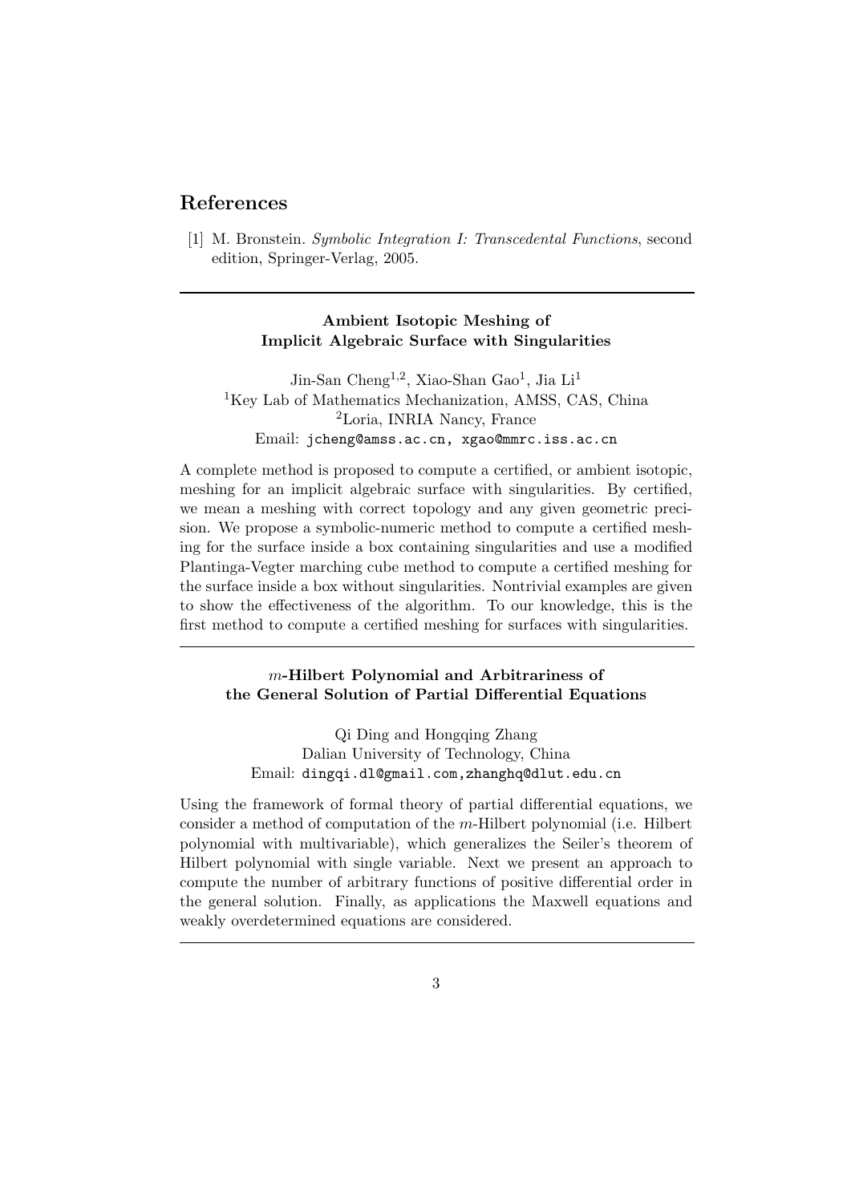## References

[1] M. Bronstein. *Symbolic Integration I: Transcedental Functions*, second edition, Springer-Verlag, 2005.

---

### Ambient Isotopic Meshing of Implicit Algebraic Surface with Singularities

Jin-San Cheng[1,2], Xiao-Shan Gao[1], Jia Li[1]
[1]Key Lab of Mathematics Mechanization, AMSS, CAS, China
[2]Loria, INRIA Nancy, France
Email: jcheng@amss.ac.cn, xgao@mmrc.iss.ac.cn

A complete method is proposed to compute a certified, or ambient isotopic, meshing for an implicit algebraic surface with singularities. By certified, we mean a meshing with correct topology and any given geometric precision. We propose a symbolic-numeric method to compute a certified meshing for the surface inside a box containing singularities and use a modified Plantinga-Vegter marching cube method to compute a certified meshing for the surface inside a box without singularities. Nontrivial examples are given to show the effectiveness of the algorithm. To our knowledge, this is the first method to compute a certified meshing for surfaces with singularities.

---

### $m$-Hilbert Polynomial and Arbitrariness of the General Solution of Partial Differential Equations

Qi Ding and Hongqing Zhang
Dalian University of Technology, China
Email: dingqi.dl@gmail.com,zhanghq@dlut.edu.cn

Using the framework of formal theory of partial differential equations, we consider a method of computation of the $m$-Hilbert polynomial (i.e. Hilbert polynomial with multivariable), which generalizes the Seiler's theorem of Hilbert polynomial with single variable. Next we present an approach to compute the number of arbitrary functions of positive differential order in the general solution. Finally, as applications the Maxwell equations and weakly overdetermined equations are considered.

---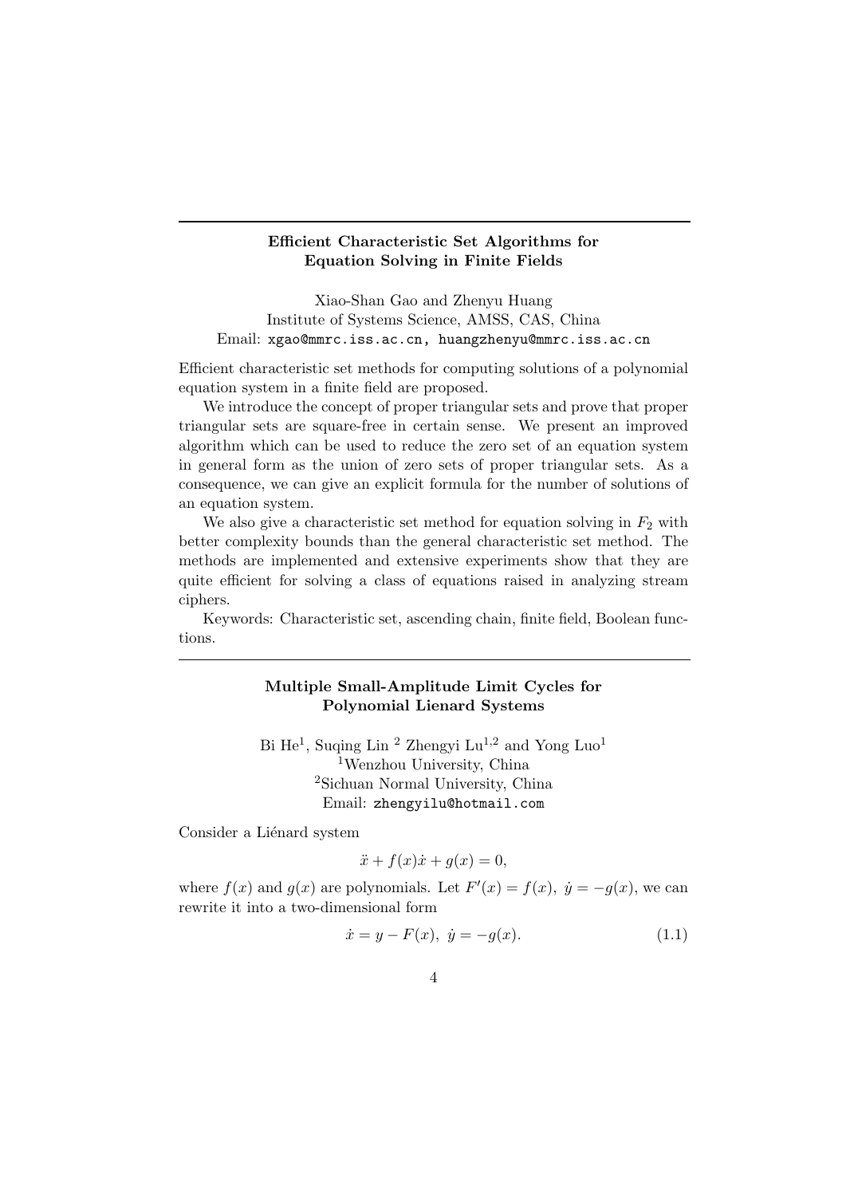---

**Efficient Characteristic Set Algorithms for Equation Solving in Finite Fields**

Xiao-Shan Gao and Zhenyu Huang
Institute of Systems Science, AMSS, CAS, China
Email: `xgao@mmrc.iss.ac.cn, huangzhenyu@mmrc.iss.ac.cn`

Efficient characteristic set methods for computing solutions of a polynomial equation system in a finite field are proposed.

We introduce the concept of proper triangular sets and prove that proper triangular sets are square-free in certain sense. We present an improved algorithm which can be used to reduce the zero set of an equation system in general form as the union of zero sets of proper triangular sets. As a consequence, we can give an explicit formula for the number of solutions of an equation system.

We also give a characteristic set method for equation solving in $F_2$ with better complexity bounds than the general characteristic set method. The methods are implemented and extensive experiments show that they are quite efficient for solving a class of equations raised in analyzing stream ciphers.

Keywords: Characteristic set, ascending chain, finite field, Boolean functions.

---

**Multiple Small-Amplitude Limit Cycles for Polynomial Lienard Systems**

Bi He[1], Suqing Lin [2] Zhengyi Lu[1,2] and Yong Luo[1]
[1]Wenzhou University, China
[2]Sichuan Normal University, China
Email: `zhengyilu@hotmail.com`

Consider a Liénard system

$$\ddot{x} + f(x)\dot{x} + g(x) = 0,$$

where $f(x)$ and $g(x)$ are polynomials. Let $F'(x) = f(x),\ \dot{y} = -g(x)$, we can rewrite it into a two-dimensional form

$$\dot{x} = y - F(x),\ \dot{y} = -g(x). \tag{1.1}$$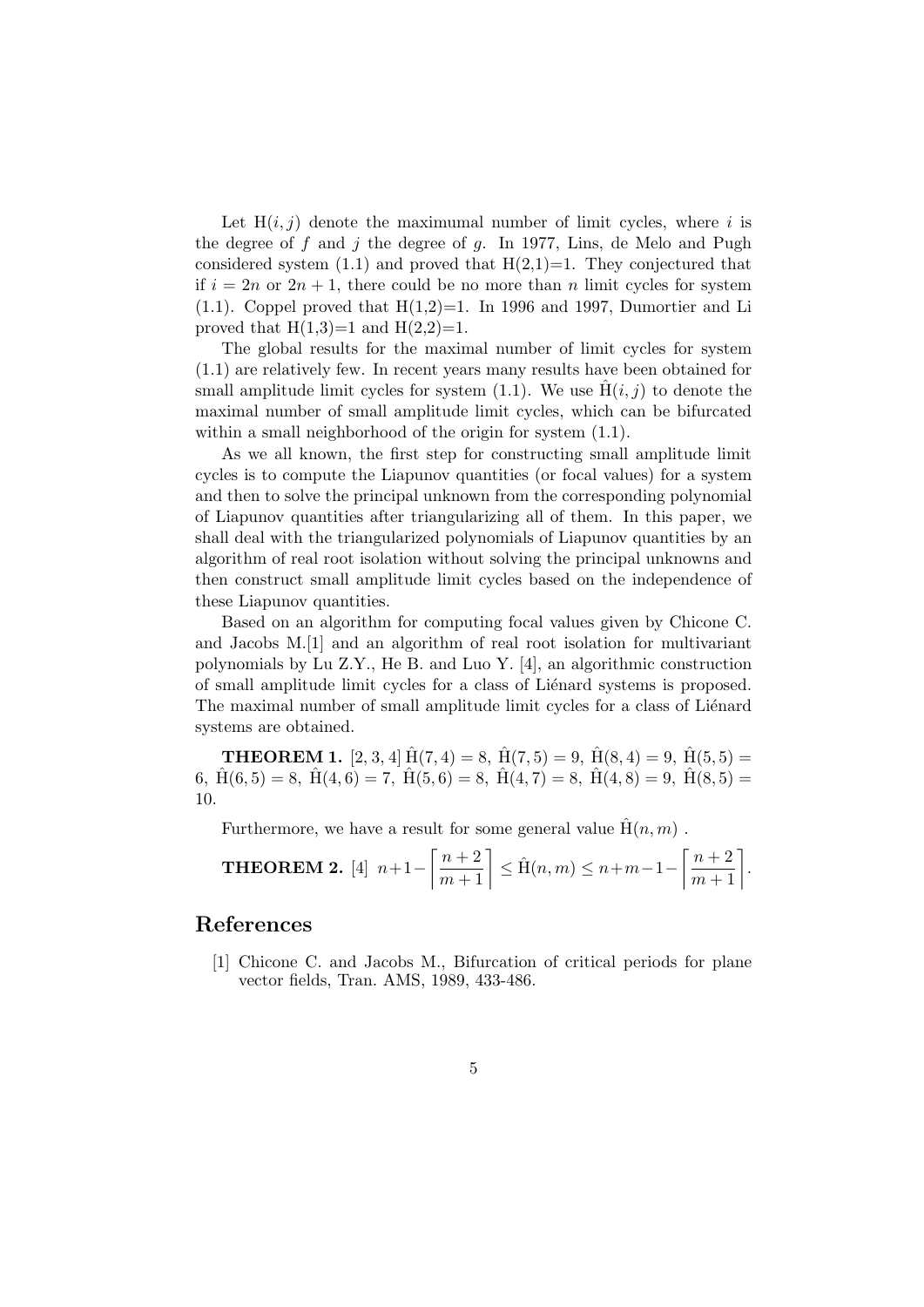Let $\mathrm{H}(i,j)$ denote the maximumal number of limit cycles, where $i$ is the degree of $f$ and $j$ the degree of $g$. In 1977, Lins, de Melo and Pugh considered system (1.1) and proved that H(2,1)=1. They conjectured that if $i = 2n$ or $2n+1$, there could be no more than $n$ limit cycles for system (1.1). Coppel proved that H(1,2)=1. In 1996 and 1997, Dumortier and Li proved that H(1,3)=1 and H(2,2)=1.

The global results for the maximal number of limit cycles for system (1.1) are relatively few. In recent years many results have been obtained for small amplitude limit cycles for system (1.1). We use $\hat{\mathrm{H}}(i,j)$ to denote the maximal number of small amplitude limit cycles, which can be bifurcated within a small neighborhood of the origin for system (1.1).

As we all known, the first step for constructing small amplitude limit cycles is to compute the Liapunov quantities (or focal values) for a system and then to solve the principal unknown from the corresponding polynomial of Liapunov quantities after triangularizing all of them. In this paper, we shall deal with the triangularized polynomials of Liapunov quantities by an algorithm of real root isolation without solving the principal unknowns and then construct small amplitude limit cycles based on the independence of these Liapunov quantities.

Based on an algorithm for computing focal values given by Chicone C. and Jacobs M.[1] and an algorithm of real root isolation for multivariant polynomials by Lu Z.Y., He B. and Luo Y. [4], an algorithmic construction of small amplitude limit cycles for a class of Liénard systems is proposed. The maximal number of small amplitude limit cycles for a class of Liénard systems are obtained.

**THEOREM 1.** [2, 3, 4] $\hat{\mathrm{H}}(7,4) = 8,\ \hat{\mathrm{H}}(7,5) = 9,\ \hat{\mathrm{H}}(8,4) = 9,\ \hat{\mathrm{H}}(5,5) = 6,\ \hat{\mathrm{H}}(6,5) = 8,\ \hat{\mathrm{H}}(4,6) = 7,\ \hat{\mathrm{H}}(5,6) = 8,\ \hat{\mathrm{H}}(4,7) = 8,\ \hat{\mathrm{H}}(4,8) = 9,\ \hat{\mathrm{H}}(8,5) = 10.$

Furthermore, we have a result for some general value $\hat{\mathrm{H}}(n,m)$ .

**THEOREM 2.** [4] $n+1-\left\lceil \dfrac{n+2}{m+1} \right\rceil \leq \hat{\mathrm{H}}(n,m) \leq n+m-1-\left\lceil \dfrac{n+2}{m+1} \right\rceil.$

## References

[1] Chicone C. and Jacobs M., Bifurcation of critical periods for plane vector fields, Tran. AMS, 1989, 433-486.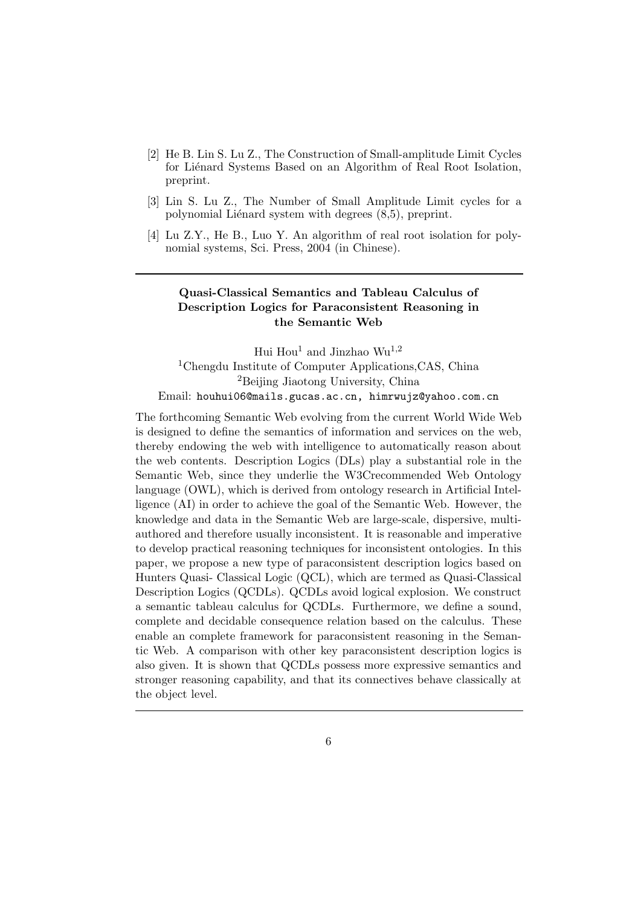[2] He B. Lin S. Lu Z., The Construction of Small-amplitude Limit Cycles for Liénard Systems Based on an Algorithm of Real Root Isolation, preprint.

[3] Lin S. Lu Z., The Number of Small Amplitude Limit cycles for a polynomial Liénard system with degrees (8,5), preprint.

[4] Lu Z.Y., He B., Luo Y. An algorithm of real root isolation for polynomial systems, Sci. Press, 2004 (in Chinese).

---

**Quasi-Classical Semantics and Tableau Calculus of Description Logics for Paraconsistent Reasoning in the Semantic Web**

Hui Hou[1] and Jinzhao Wu[1,2]

[1]Chengdu Institute of Computer Applications,CAS, China

[2]Beijing Jiaotong University, China

Email: `houhui06@mails.gucas.ac.cn, himrwujz@yahoo.com.cn`

The forthcoming Semantic Web evolving from the current World Wide Web is designed to define the semantics of information and services on the web, thereby endowing the web with intelligence to automatically reason about the web contents. Description Logics (DLs) play a substantial role in the Semantic Web, since they underlie the W3Crecommended Web Ontology language (OWL), which is derived from ontology research in Artificial Intelligence (AI) in order to achieve the goal of the Semantic Web. However, the knowledge and data in the Semantic Web are large-scale, dispersive, multi-authored and therefore usually inconsistent. It is reasonable and imperative to develop practical reasoning techniques for inconsistent ontologies. In this paper, we propose a new type of paraconsistent description logics based on Hunters Quasi- Classical Logic (QCL), which are termed as Quasi-Classical Description Logics (QCDLs). QCDLs avoid logical explosion. We construct a semantic tableau calculus for QCDLs. Furthermore, we define a sound, complete and decidable consequence relation based on the calculus. These enable an complete framework for paraconsistent reasoning in the Semantic Web. A comparison with other key paraconsistent description logics is also given. It is shown that QCDLs possess more expressive semantics and stronger reasoning capability, and that its connectives behave classically at the object level.

---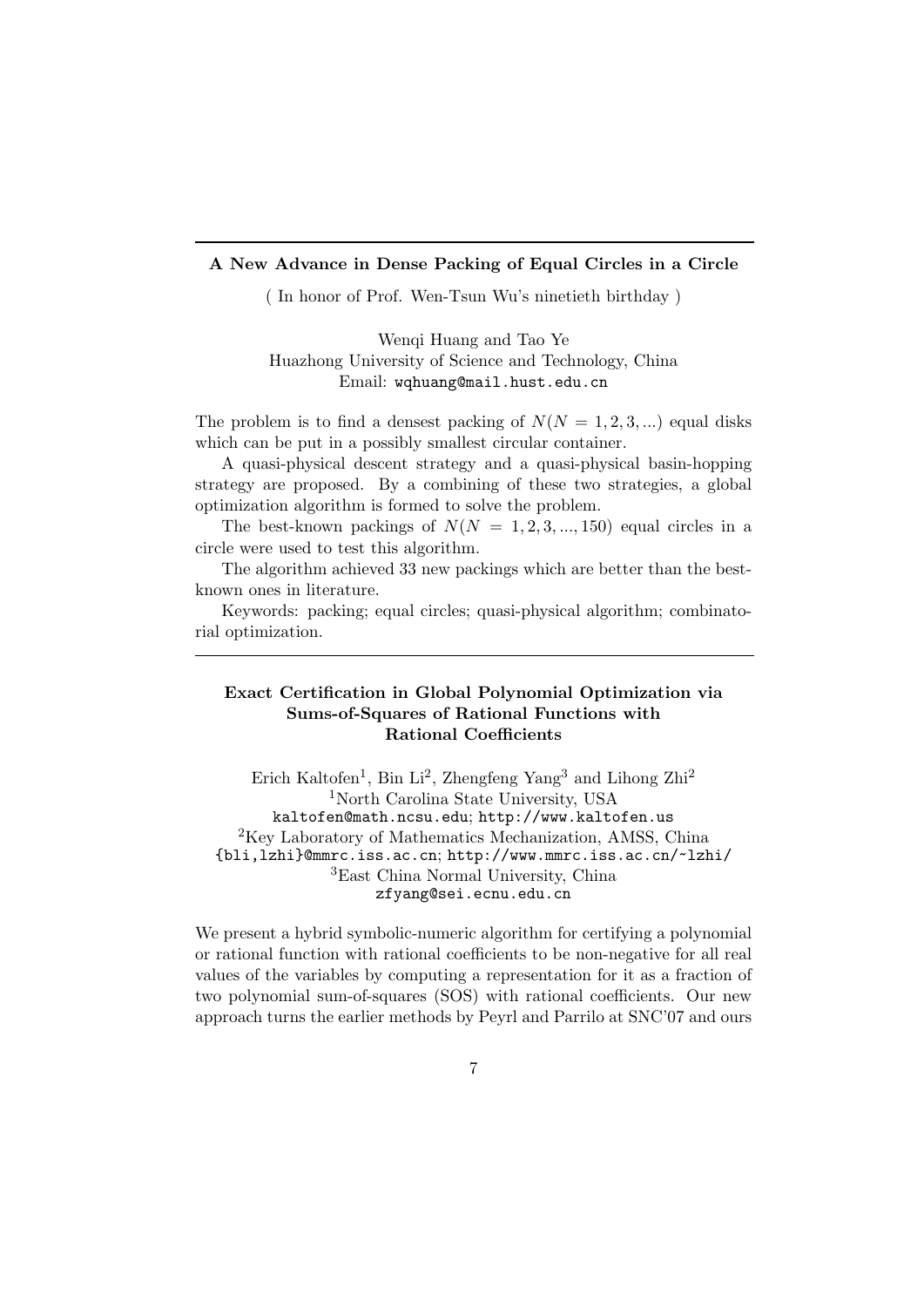### A New Advance in Dense Packing of Equal Circles in a Circle

( In honor of Prof. Wen-Tsun Wu's ninetieth birthday )

Wenqi Huang and Tao Ye
Huazhong University of Science and Technology, China
Email: wqhuang@mail.hust.edu.cn

The problem is to find a densest packing of $N (N = 1, 2, 3, ...)$ equal disks which can be put in a possibly smallest circular container.

A quasi-physical descent strategy and a quasi-physical basin-hopping strategy are proposed. By a combining of these two strategies, a global optimization algorithm is formed to solve the problem.

The best-known packings of $N (N = 1, 2, 3, ..., 150)$ equal circles in a circle were used to test this algorithm.

The algorithm achieved 33 new packings which are better than the best-known ones in literature.

Keywords: packing; equal circles; quasi-physical algorithm; combinatorial optimization.

### Exact Certification in Global Polynomial Optimization via Sums-of-Squares of Rational Functions with Rational Coefficients

Erich Kaltofen[1], Bin Li[2], Zhengfeng Yang[3] and Lihong Zhi[2]
[1]North Carolina State University, USA
kaltofen@math.ncsu.edu; http://www.kaltofen.us
[2]Key Laboratory of Mathematics Mechanization, AMSS, China
{bli,lzhi}@mmrc.iss.ac.cn; http://www.mmrc.iss.ac.cn/~lzhi/
[3]East China Normal University, China
zfyang@sei.ecnu.edu.cn

We present a hybrid symbolic-numeric algorithm for certifying a polynomial or rational function with rational coefficients to be non-negative for all real values of the variables by computing a representation for it as a fraction of two polynomial sum-of-squares (SOS) with rational coefficients. Our new approach turns the earlier methods by Peyrl and Parrilo at SNC'07 and ours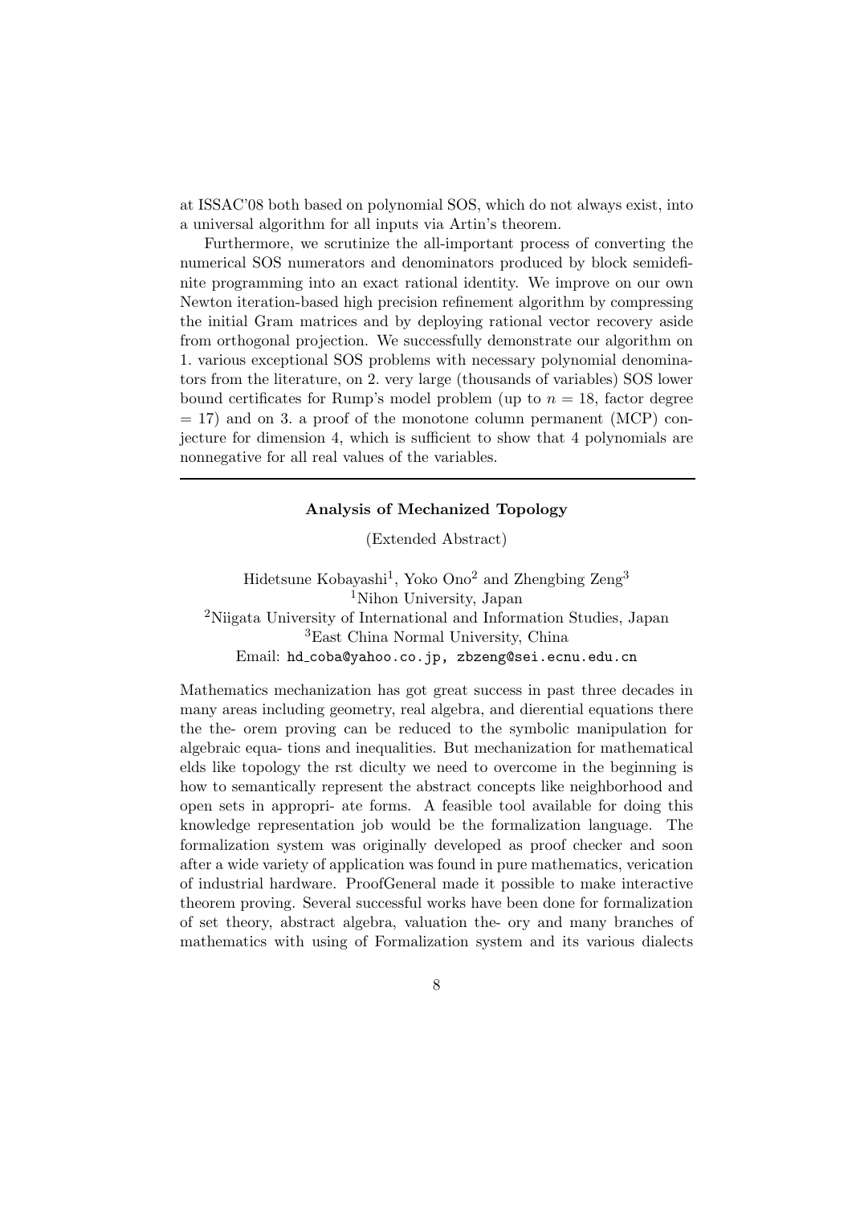at ISSAC'08 both based on polynomial SOS, which do not always exist, into a universal algorithm for all inputs via Artin's theorem.

Furthermore, we scrutinize the all-important process of converting the numerical SOS numerators and denominators produced by block semidefinite programming into an exact rational identity. We improve on our own Newton iteration-based high precision refinement algorithm by compressing the initial Gram matrices and by deploying rational vector recovery aside from orthogonal projection. We successfully demonstrate our algorithm on 1. various exceptional SOS problems with necessary polynomial denominators from the literature, on 2. very large (thousands of variables) SOS lower bound certificates for Rump's model problem (up to $n = 18$, factor degree $= 17$) and on 3. a proof of the monotone column permanent (MCP) conjecture for dimension 4, which is sufficient to show that 4 polynomials are nonnegative for all real values of the variables.

---

### Analysis of Mechanized Topology

(Extended Abstract)

Hidetsune Kobayashi[1], Yoko Ono[2] and Zhengbing Zeng[3]
[1]Nihon University, Japan
[2]Niigata University of International and Information Studies, Japan
[3]East China Normal University, China
Email: hd_coba@yahoo.co.jp, zbzeng@sei.ecnu.edu.cn

Mathematics mechanization has got great success in past three decades in many areas including geometry, real algebra, and dierential equations there the the- orem proving can be reduced to the symbolic manipulation for algebraic equa- tions and inequalities. But mechanization for mathematical elds like topology the rst diculty we need to overcome in the beginning is how to semantically represent the abstract concepts like neighborhood and open sets in appropri- ate forms. A feasible tool available for doing this knowledge representation job would be the formalization language. The formalization system was originally developed as proof checker and soon after a wide variety of application was found in pure mathematics, verication of industrial hardware. ProofGeneral made it possible to make interactive theorem proving. Several successful works have been done for formalization of set theory, abstract algebra, valuation the- ory and many branches of mathematics with using of Formalization system and its various dialects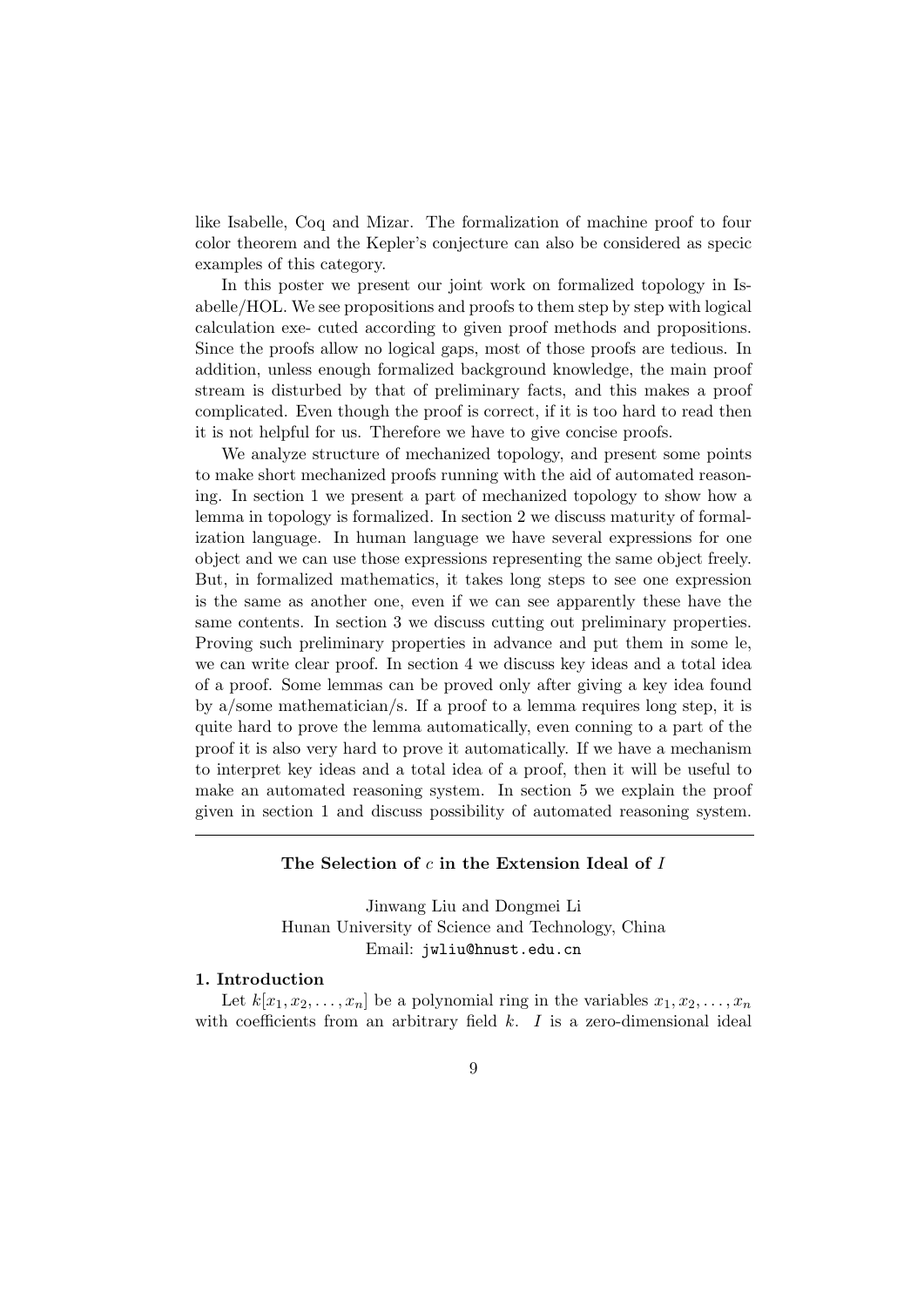like Isabelle, Coq and Mizar. The formalization of machine proof to four color theorem and the Kepler's conjecture can also be considered as specic examples of this category.

In this poster we present our joint work on formalized topology in Isabelle/HOL. We see propositions and proofs to them step by step with logical calculation exe- cuted according to given proof methods and propositions. Since the proofs allow no logical gaps, most of those proofs are tedious. In addition, unless enough formalized background knowledge, the main proof stream is disturbed by that of preliminary facts, and this makes a proof complicated. Even though the proof is correct, if it is too hard to read then it is not helpful for us. Therefore we have to give concise proofs.

We analyze structure of mechanized topology, and present some points to make short mechanized proofs running with the aid of automated reasoning. In section 1 we present a part of mechanized topology to show how a lemma in topology is formalized. In section 2 we discuss maturity of formalization language. In human language we have several expressions for one object and we can use those expressions representing the same object freely. But, in formalized mathematics, it takes long steps to see one expression is the same as another one, even if we can see apparently these have the same contents. In section 3 we discuss cutting out preliminary properties. Proving such preliminary properties in advance and put them in some le, we can write clear proof. In section 4 we discuss key ideas and a total idea of a proof. Some lemmas can be proved only after giving a key idea found by a/some mathematician/s. If a proof to a lemma requires long step, it is quite hard to prove the lemma automatically, even conning to a part of the proof it is also very hard to prove it automatically. If we have a mechanism to interpret key ideas and a total idea of a proof, then it will be useful to make an automated reasoning system. In section 5 we explain the proof given in section 1 and discuss possibility of automated reasoning system.

---

## The Selection of $c$ in the Extension Ideal of $I$

Jinwang Liu and Dongmei Li
Hunan University of Science and Technology, China
Email: jwliu@hnust.edu.cn

### 1. Introduction

Let $k[x_1, x_2, \ldots, x_n]$ be a polynomial ring in the variables $x_1, x_2, \ldots, x_n$ with coefficients from an arbitrary field $k$. $I$ is a zero-dimensional ideal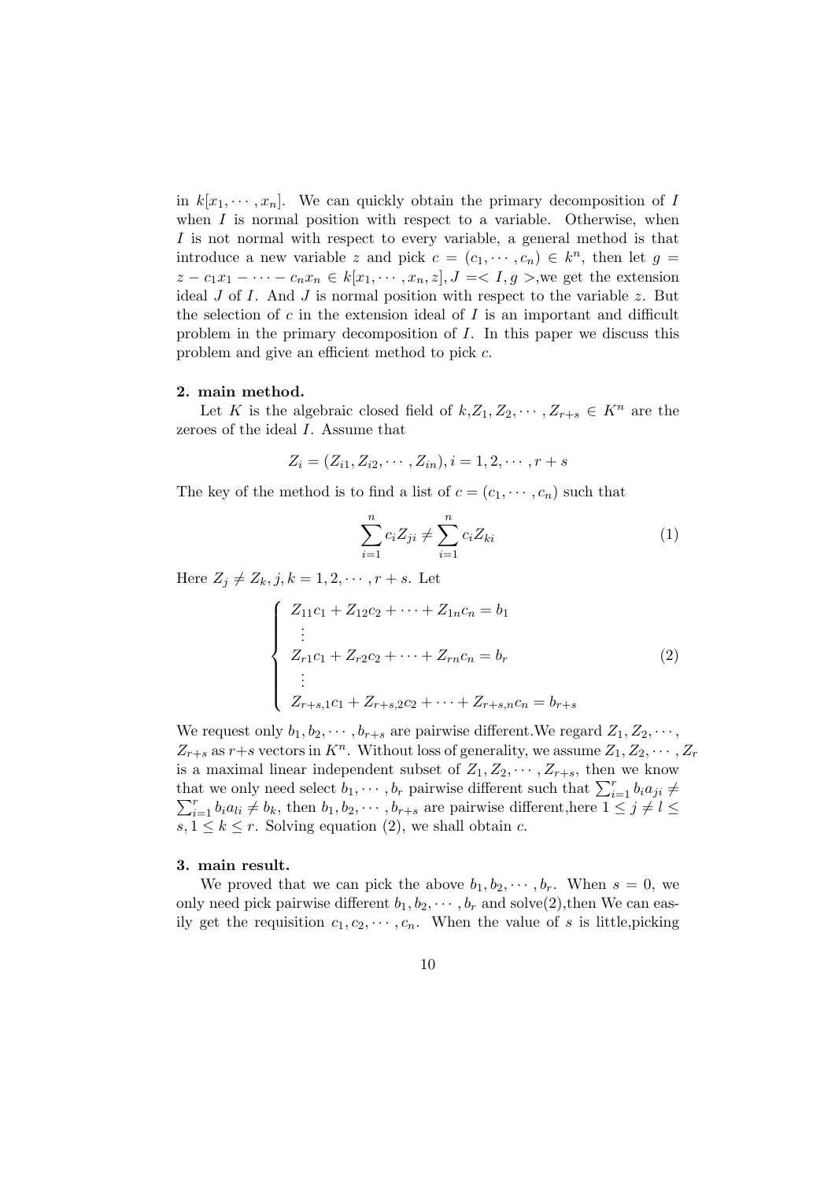in $k[x_1, \cdots, x_n]$. We can quickly obtain the primary decomposition of $I$ when $I$ is normal position with respect to a variable. Otherwise, when $I$ is not normal with respect to every variable, a general method is that introduce a new variable $z$ and pick $c = (c_1, \cdots, c_n) \in k^n$, then let $g = z - c_1x_1 - \cdots - c_nx_n \in k[x_1, \cdots, x_n, z], J =< I, g >$,we get the extension ideal $J$ of $I$. And $J$ is normal position with respect to the variable $z$. But the selection of $c$ in the extension ideal of $I$ is an important and difficult problem in the primary decomposition of $I$. In this paper we discuss this problem and give an efficient method to pick $c$.

**2. main method.**

Let $K$ is the algebraic closed field of $k, Z_1, Z_2, \cdots, Z_{r+s} \in K^n$ are the zeroes of the ideal $I$. Assume that

$$Z_i = (Z_{i1}, Z_{i2}, \cdots, Z_{in}), i = 1, 2, \cdots, r + s$$

The key of the method is to find a list of $c = (c_1, \cdots, c_n)$ such that

$$\sum_{i=1}^{n} c_i Z_{ji} \neq \sum_{i=1}^{n} c_i Z_{ki} \tag{1}$$

Here $Z_j \neq Z_k, j, k = 1, 2, \cdots, r + s$. Let

$$\begin{cases} Z_{11}c_1 + Z_{12}c_2 + \cdots + Z_{1n}c_n = b_1 \\ \quad \vdots \\ Z_{r1}c_1 + Z_{r2}c_2 + \cdots + Z_{rn}c_n = b_r \\ \quad \vdots \\ Z_{r+s,1}c_1 + Z_{r+s,2}c_2 + \cdots + Z_{r+s,n}c_n = b_{r+s} \end{cases} \tag{2}$$

We request only $b_1, b_2, \cdots, b_{r+s}$ are pairwise different.We regard $Z_1, Z_2, \cdots, Z_{r+s}$ as $r+s$ vectors in $K^n$. Without loss of generality, we assume $Z_1, Z_2, \cdots, Z_r$ is a maximal linear independent subset of $Z_1, Z_2, \cdots, Z_{r+s}$, then we know that we only need select $b_1, \cdots, b_r$ pairwise different such that $\sum_{i=1}^{r} b_i a_{ji} \neq \sum_{i=1}^{r} b_i a_{li} \neq b_k$, then $b_1, b_2, \cdots, b_{r+s}$ are pairwise different,here $1 \leq j \neq l \leq s, 1 \leq k \leq r$. Solving equation (2), we shall obtain $c$.

**3. main result.**

We proved that we can pick the above $b_1, b_2, \cdots, b_r$. When $s = 0$, we only need pick pairwise different $b_1, b_2, \cdots, b_r$ and solve(2),then We can easily get the requisition $c_1, c_2, \cdots, c_n$. When the value of $s$ is little,picking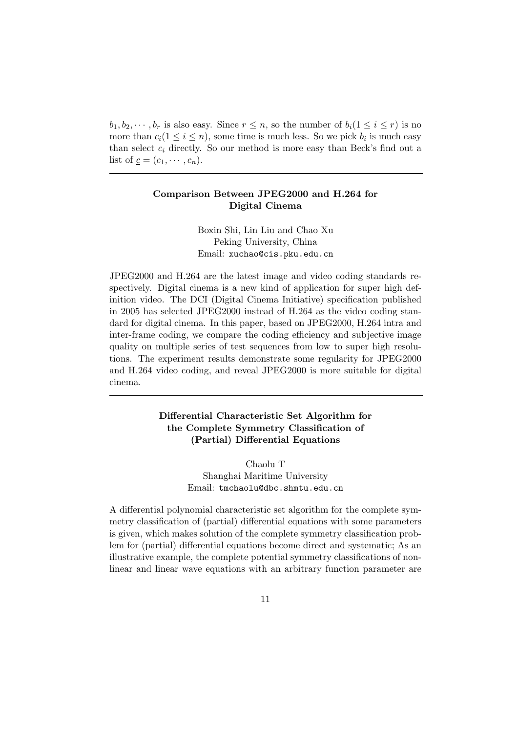$b_1, b_2, \cdots, b_r$ is also easy. Since $r \leq n$, so the number of $b_i (1 \leq i \leq r)$ is no more than $c_i (1 \leq i \leq n)$, some time is much less. So we pick $b_i$ is much easy than select $c_i$ directly. So our method is more easy than Beck's find out a list of $\underline{c} = (c_1, \cdots, c_n)$.

---

### Comparison Between JPEG2000 and H.264 for Digital Cinema

Boxin Shi, Lin Liu and Chao Xu  
Peking University, China  
Email: xuchao@cis.pku.edu.cn

JPEG2000 and H.264 are the latest image and video coding standards respectively. Digital cinema is a new kind of application for super high definition video. The DCI (Digital Cinema Initiative) specification published in 2005 has selected JPEG2000 instead of H.264 as the video coding standard for digital cinema. In this paper, based on JPEG2000, H.264 intra and inter-frame coding, we compare the coding efficiency and subjective image quality on multiple series of test sequences from low to super high resolutions. The experiment results demonstrate some regularity for JPEG2000 and H.264 video coding, and reveal JPEG2000 is more suitable for digital cinema.

---

### Differential Characteristic Set Algorithm for the Complete Symmetry Classification of (Partial) Differential Equations

Chaolu T  
Shanghai Maritime University  
Email: tmchaolu@dbc.shmtu.edu.cn

A differential polynomial characteristic set algorithm for the complete symmetry classification of (partial) differential equations with some parameters is given, which makes solution of the complete symmetry classification problem for (partial) differential equations become direct and systematic; As an illustrative example, the complete potential symmetry classifications of nonlinear and linear wave equations with an arbitrary function parameter are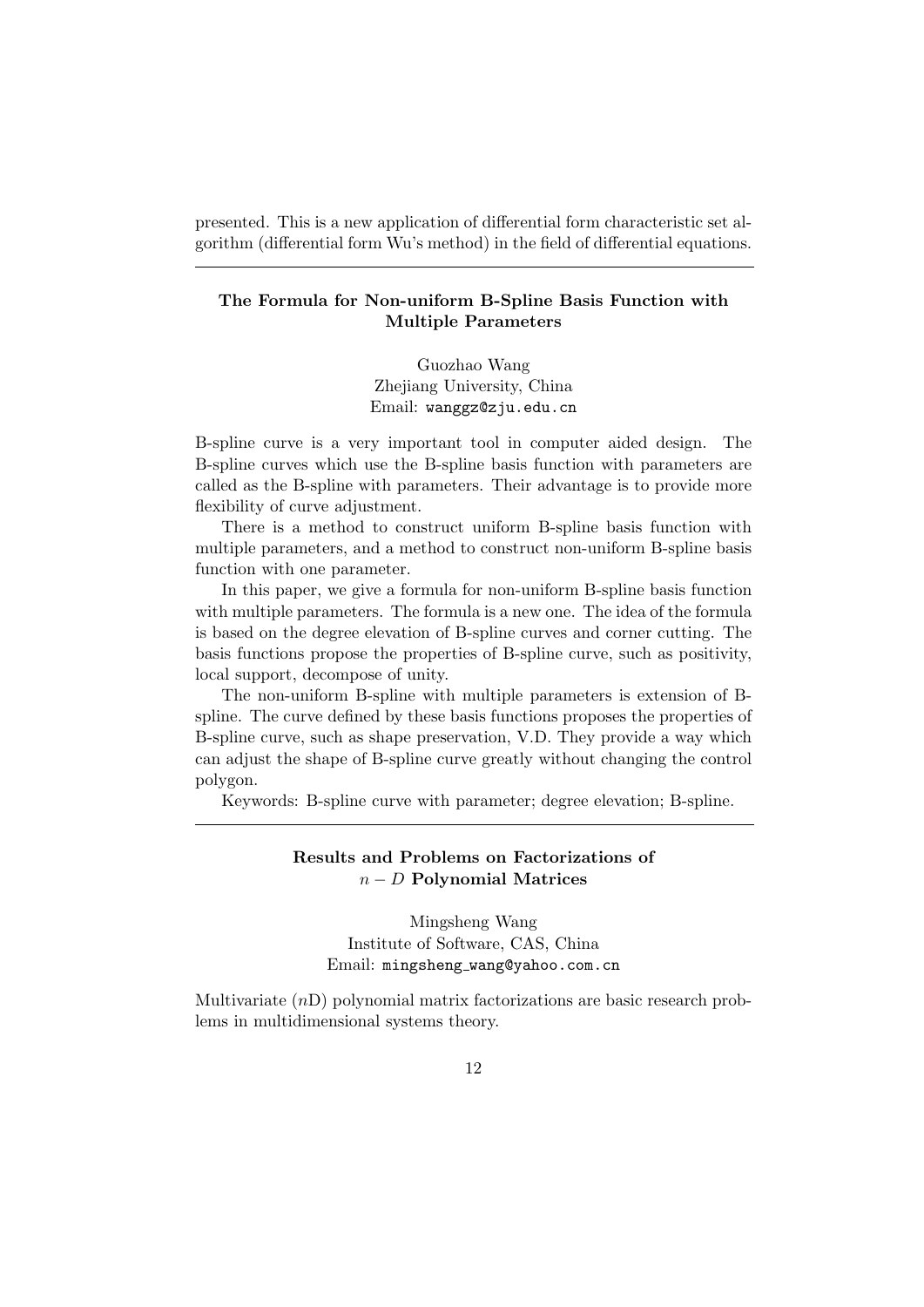presented. This is a new application of differential form characteristic set algorithm (differential form Wu's method) in the field of differential equations.

---

### The Formula for Non-uniform B-Spline Basis Function with Multiple Parameters

Guozhao Wang
Zhejiang University, China
Email: wanggz@zju.edu.cn

B-spline curve is a very important tool in computer aided design. The B-spline curves which use the B-spline basis function with parameters are called as the B-spline with parameters. Their advantage is to provide more flexibility of curve adjustment.

There is a method to construct uniform B-spline basis function with multiple parameters, and a method to construct non-uniform B-spline basis function with one parameter.

In this paper, we give a formula for non-uniform B-spline basis function with multiple parameters. The formula is a new one. The idea of the formula is based on the degree elevation of B-spline curves and corner cutting. The basis functions propose the properties of B-spline curve, such as positivity, local support, decompose of unity.

The non-uniform B-spline with multiple parameters is extension of B-spline. The curve defined by these basis functions proposes the properties of B-spline curve, such as shape preservation, V.D. They provide a way which can adjust the shape of B-spline curve greatly without changing the control polygon.

Keywords: B-spline curve with parameter; degree elevation; B-spline.

---

### Results and Problems on Factorizations of $n - D$ Polynomial Matrices

Mingsheng Wang
Institute of Software, CAS, China
Email: mingsheng_wang@yahoo.com.cn

Multivariate ($n$D) polynomial matrix factorizations are basic research problems in multidimensional systems theory.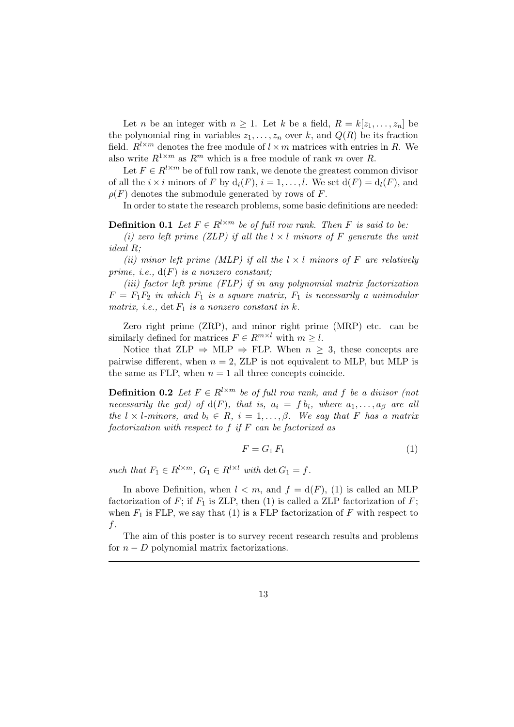Let $n$ be an integer with $n \geq 1$. Let $k$ be a field, $R = k[z_1, \ldots, z_n]$ be the polynomial ring in variables $z_1, \ldots, z_n$ over $k$, and $Q(R)$ be its fraction field. $R^{l \times m}$ denotes the free module of $l \times m$ matrices with entries in $R$. We also write $R^{1 \times m}$ as $R^m$ which is a free module of rank $m$ over $R$.

Let $F \in R^{l \times m}$ be of full row rank, we denote the greatest common divisor of all the $i \times i$ minors of $F$ by $\mathrm{d}_i(F)$, $i = 1, \ldots, l$. We set $\mathrm{d}(F) = \mathrm{d}_l(F)$, and $\rho(F)$ denotes the submodule generated by rows of $F$.

In order to state the research problems, some basic definitions are needed:

**Definition 0.1** *Let $F \in R^{l \times m}$ be of full row rank. Then $F$ is said to be:*

*(i) zero left prime (ZLP) if all the $l \times l$ minors of $F$ generate the unit ideal $R$;*

*(ii) minor left prime (MLP) if all the $l \times l$ minors of $F$ are relatively prime, i.e., $\mathrm{d}(F)$ is a nonzero constant;*

*(iii) factor left prime (FLP) if in any polynomial matrix factorization $F = F_1 F_2$ in which $F_1$ is a square matrix, $F_1$ is necessarily a unimodular matrix, i.e., $\det F_1$ is a nonzero constant in $k$.*

Zero right prime (ZRP), and minor right prime (MRP) etc. can be similarly defined for matrices $F \in R^{m \times l}$ with $m \geq l$.

Notice that ZLP $\Rightarrow$ MLP $\Rightarrow$ FLP. When $n \geq 3$, these concepts are pairwise different, when $n = 2$, ZLP is not equivalent to MLP, but MLP is the same as FLP, when $n = 1$ all three concepts coincide.

**Definition 0.2** *Let $F \in R^{l \times m}$ be of full row rank, and $f$ be a divisor (not necessarily the gcd) of $\mathrm{d}(F)$, that is, $a_i = f\, b_i$, where $a_1, \ldots, a_\beta$ are all the $l \times l$-minors, and $b_i \in R$, $i = 1, \ldots, \beta$. We say that $F$ has a matrix factorization with respect to $f$ if $F$ can be factorized as*

$$F = G_1\, F_1 \tag{1}$$

*such that $F_1 \in R^{l \times m}$, $G_1 \in R^{l \times l}$ with $\det G_1 = f$.*

In above Definition, when $l < m$, and $f = \mathrm{d}(F)$, (1) is called an MLP factorization of $F$; if $F_1$ is ZLP, then (1) is called a ZLP factorization of $F$; when $F_1$ is FLP, we say that (1) is a FLP factorization of $F$ with respect to $f$.

The aim of this poster is to survey recent research results and problems for $n - D$ polynomial matrix factorizations.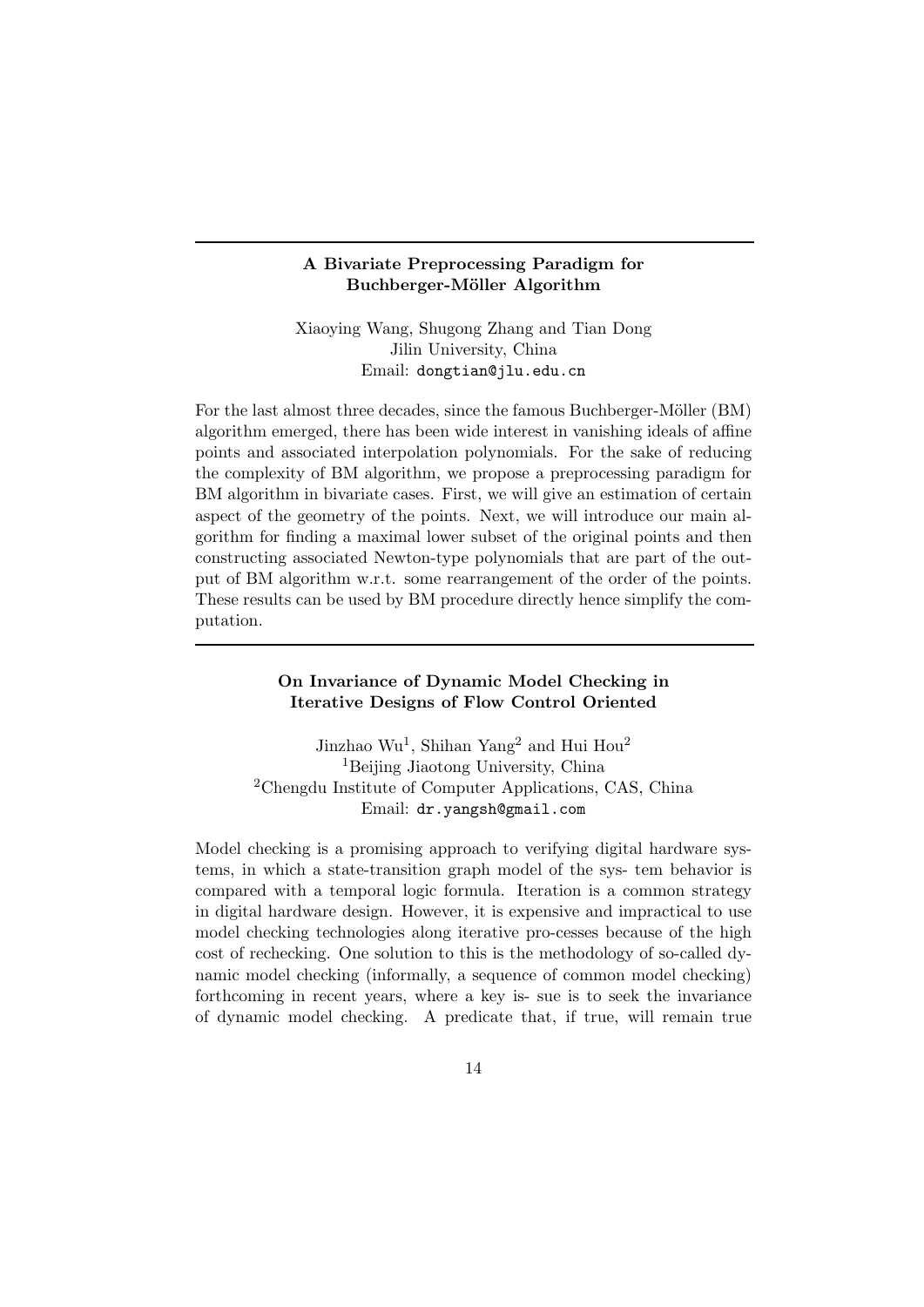### A Bivariate Preprocessing Paradigm for Buchberger-Möller Algorithm

Xiaoying Wang, Shugong Zhang and Tian Dong
Jilin University, China
Email: dongtian@jlu.edu.cn

For the last almost three decades, since the famous Buchberger-Möller (BM) algorithm emerged, there has been wide interest in vanishing ideals of affine points and associated interpolation polynomials. For the sake of reducing the complexity of BM algorithm, we propose a preprocessing paradigm for BM algorithm in bivariate cases. First, we will give an estimation of certain aspect of the geometry of the points. Next, we will introduce our main algorithm for finding a maximal lower subset of the original points and then constructing associated Newton-type polynomials that are part of the output of BM algorithm w.r.t. some rearrangement of the order of the points. These results can be used by BM procedure directly hence simplify the computation.

### On Invariance of Dynamic Model Checking in Iterative Designs of Flow Control Oriented

Jinzhao Wu[1], Shihan Yang[2] and Hui Hou[2]
[1]Beijing Jiaotong University, China
[2]Chengdu Institute of Computer Applications, CAS, China
Email: dr.yangsh@gmail.com

Model checking is a promising approach to verifying digital hardware systems, in which a state-transition graph model of the sys- tem behavior is compared with a temporal logic formula. Iteration is a common strategy in digital hardware design. However, it is expensive and impractical to use model checking technologies along iterative pro-cesses because of the high cost of rechecking. One solution to this is the methodology of so-called dynamic model checking (informally, a sequence of common model checking) forthcoming in recent years, where a key is- sue is to seek the invariance of dynamic model checking. A predicate that, if true, will remain true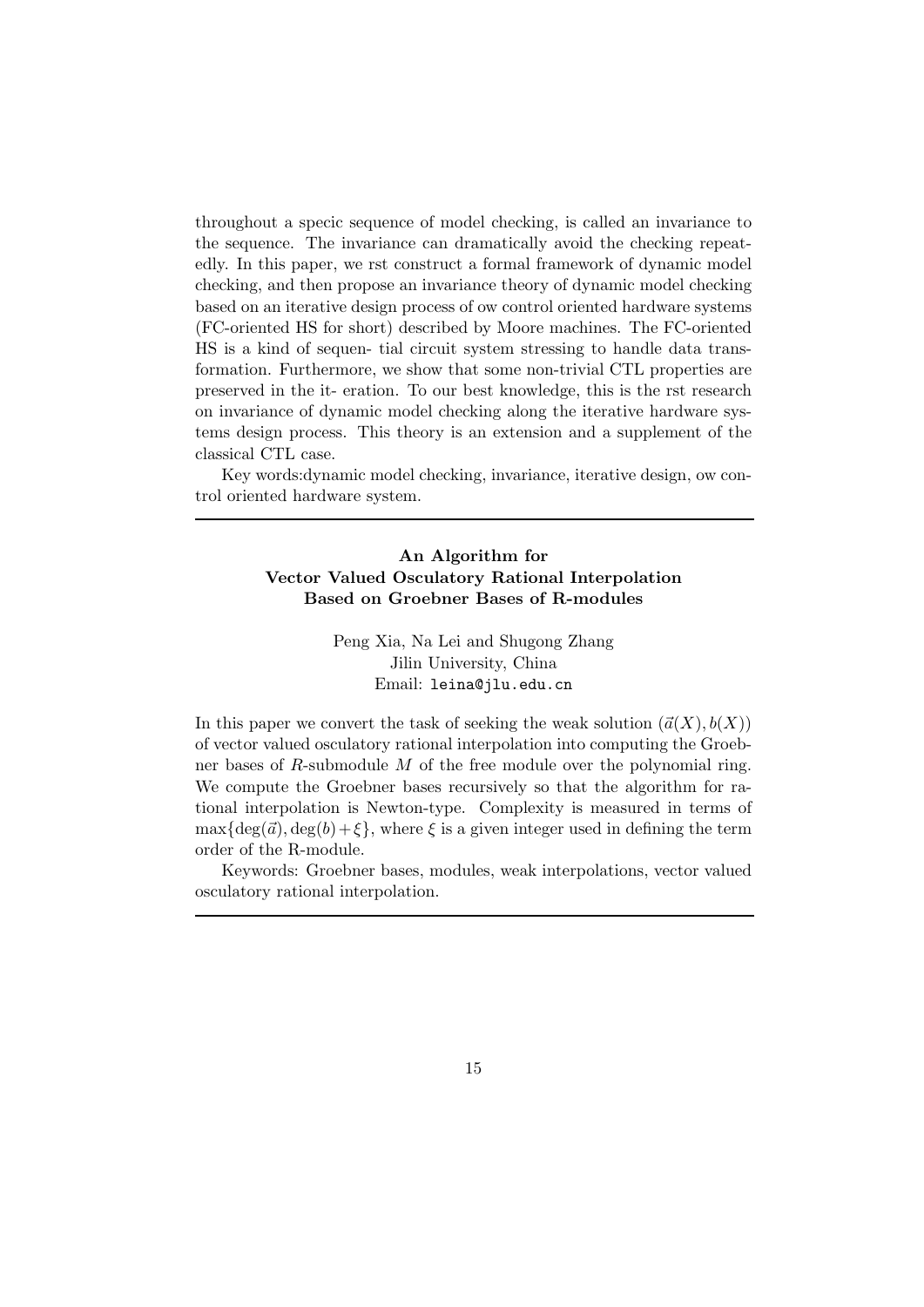throughout a specic sequence of model checking, is called an invariance to the sequence. The invariance can dramatically avoid the checking repeatedly. In this paper, we rst construct a formal framework of dynamic model checking, and then propose an invariance theory of dynamic model checking based on an iterative design process of ow control oriented hardware systems (FC-oriented HS for short) described by Moore machines. The FC-oriented HS is a kind of sequen- tial circuit system stressing to handle data transformation. Furthermore, we show that some non-trivial CTL properties are preserved in the it- eration. To our best knowledge, this is the rst research on invariance of dynamic model checking along the iterative hardware systems design process. This theory is an extension and a supplement of the classical CTL case.

Key words:dynamic model checking, invariance, iterative design, ow control oriented hardware system.

---

### An Algorithm for Vector Valued Osculatory Rational Interpolation Based on Groebner Bases of R-modules

Peng Xia, Na Lei and Shugong Zhang
Jilin University, China
Email: `leina@jlu.edu.cn`

In this paper we convert the task of seeking the weak solution $(\vec{a}(X), b(X))$ of vector valued osculatory rational interpolation into computing the Groebner bases of $R$-submodule $M$ of the free module over the polynomial ring. We compute the Groebner bases recursively so that the algorithm for rational interpolation is Newton-type. Complexity is measured in terms of $\max\{\deg(\vec{a}), \deg(b)+\xi\}$, where $\xi$ is a given integer used in defining the term order of the R-module.

Keywords: Groebner bases, modules, weak interpolations, vector valued osculatory rational interpolation.

---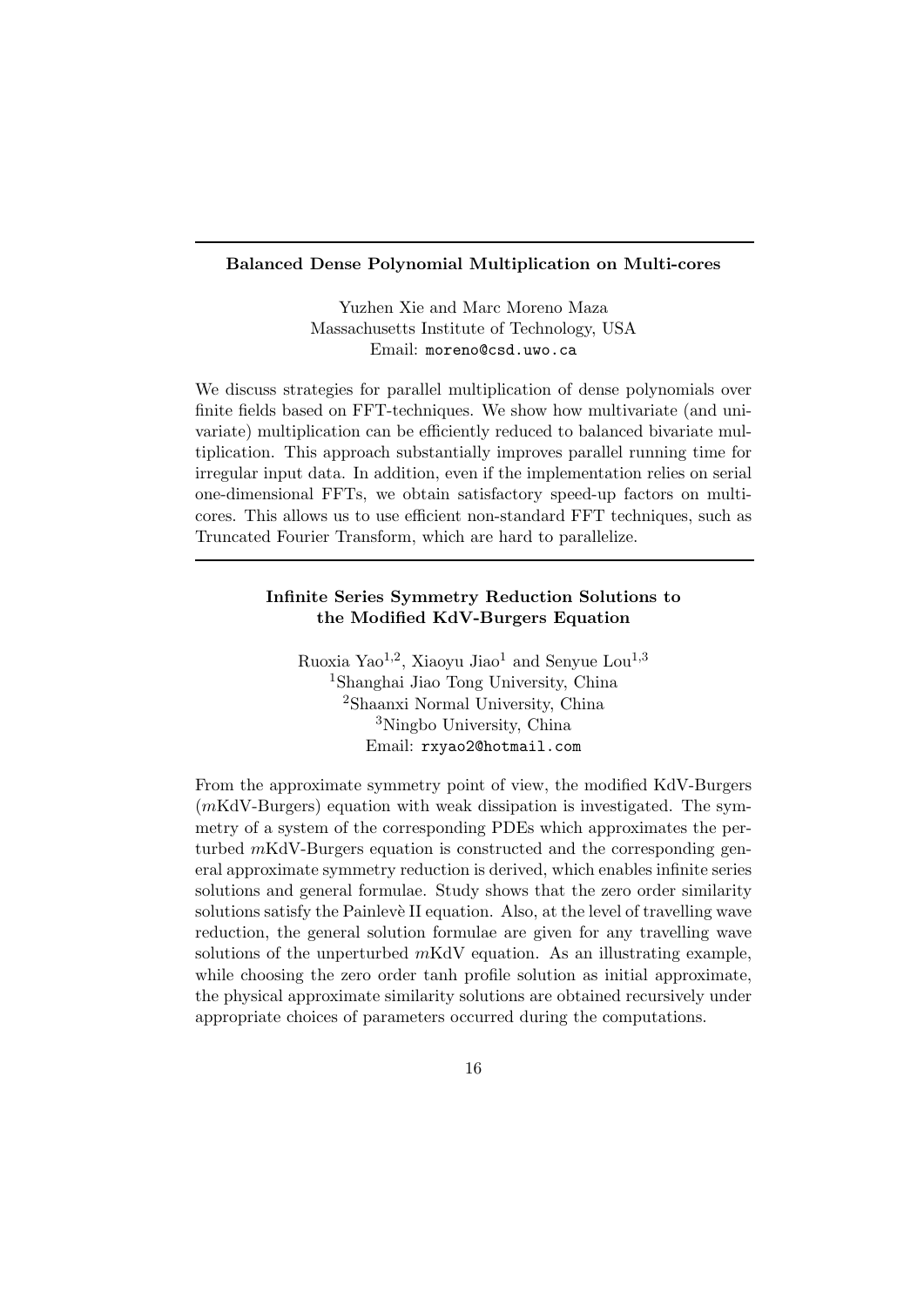### Balanced Dense Polynomial Multiplication on Multi-cores

Yuzhen Xie and Marc Moreno Maza
Massachusetts Institute of Technology, USA
Email: moreno@csd.uwo.ca

We discuss strategies for parallel multiplication of dense polynomials over finite fields based on FFT-techniques. We show how multivariate (and univariate) multiplication can be efficiently reduced to balanced bivariate multiplication. This approach substantially improves parallel running time for irregular input data. In addition, even if the implementation relies on serial one-dimensional FFTs, we obtain satisfactory speed-up factors on multicores. This allows us to use efficient non-standard FFT techniques, such as Truncated Fourier Transform, which are hard to parallelize.

### Infinite Series Symmetry Reduction Solutions to the Modified KdV-Burgers Equation

Ruoxia Yao[1,2], Xiaoyu Jiao[1] and Senyue Lou[1,3]
[1]Shanghai Jiao Tong University, China
[2]Shaanxi Normal University, China
[3]Ningbo University, China
Email: rxyao2@hotmail.com

From the approximate symmetry point of view, the modified KdV-Burgers ($m$KdV-Burgers) equation with weak dissipation is investigated. The symmetry of a system of the corresponding PDEs which approximates the perturbed $m$KdV-Burgers equation is constructed and the corresponding general approximate symmetry reduction is derived, which enables infinite series solutions and general formulae. Study shows that the zero order similarity solutions satisfy the Painlevè II equation. Also, at the level of travelling wave reduction, the general solution formulae are given for any travelling wave solutions of the unperturbed $m$KdV equation. As an illustrating example, while choosing the zero order tanh profile solution as initial approximate, the physical approximate similarity solutions are obtained recursively under appropriate choices of parameters occurred during the computations.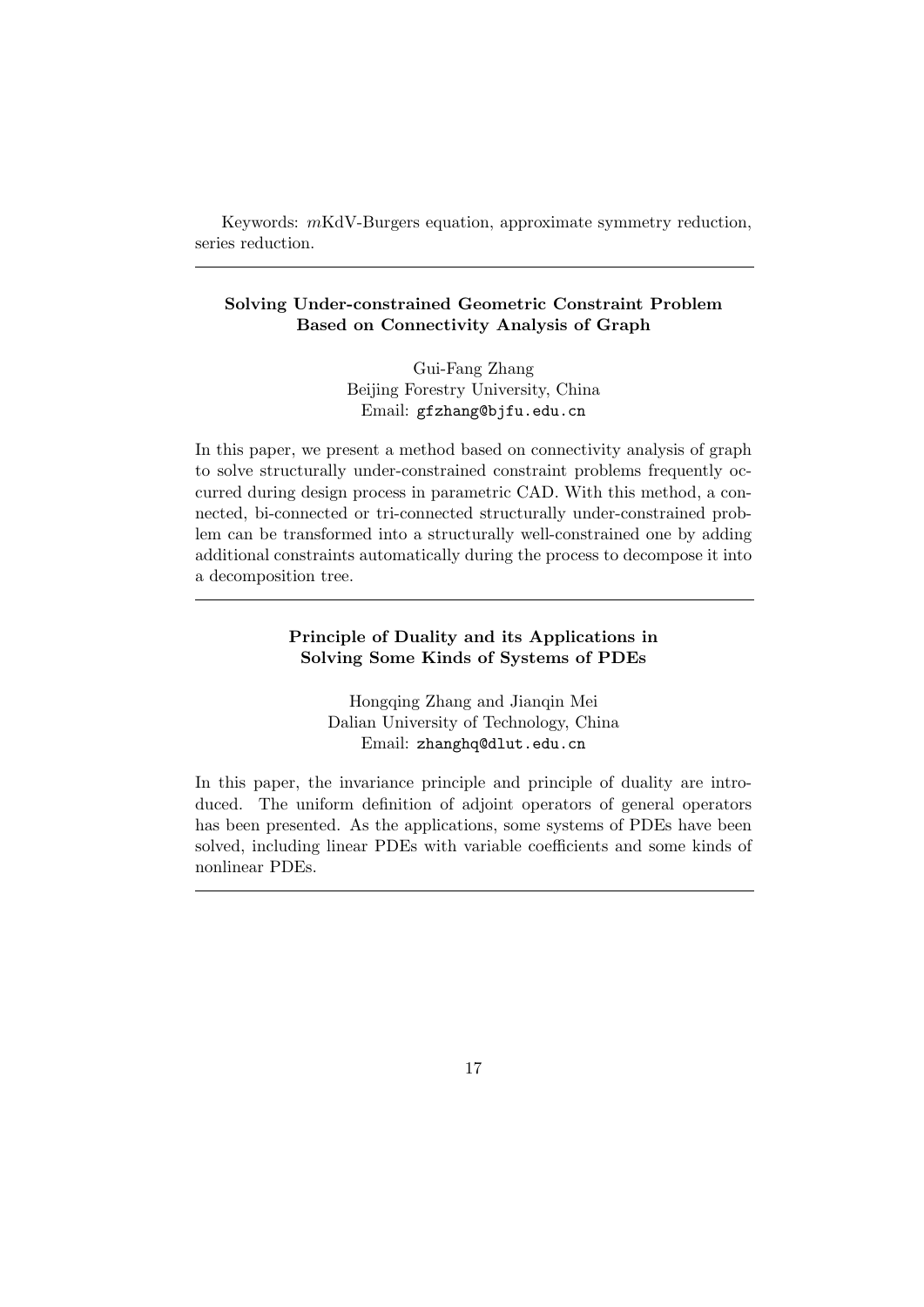Keywords: $m$KdV-Burgers equation, approximate symmetry reduction, series reduction.

---

### Solving Under-constrained Geometric Constraint Problem Based on Connectivity Analysis of Graph

Gui-Fang Zhang
Beijing Forestry University, China
Email: gfzhang@bjfu.edu.cn

In this paper, we present a method based on connectivity analysis of graph to solve structurally under-constrained constraint problems frequently occurred during design process in parametric CAD. With this method, a connected, bi-connected or tri-connected structurally under-constrained problem can be transformed into a structurally well-constrained one by adding additional constraints automatically during the process to decompose it into a decomposition tree.

---

### Principle of Duality and its Applications in Solving Some Kinds of Systems of PDEs

Hongqing Zhang and Jianqin Mei
Dalian University of Technology, China
Email: zhanghq@dlut.edu.cn

In this paper, the invariance principle and principle of duality are introduced. The uniform definition of adjoint operators of general operators has been presented. As the applications, some systems of PDEs have been solved, including linear PDEs with variable coefficients and some kinds of nonlinear PDEs.

---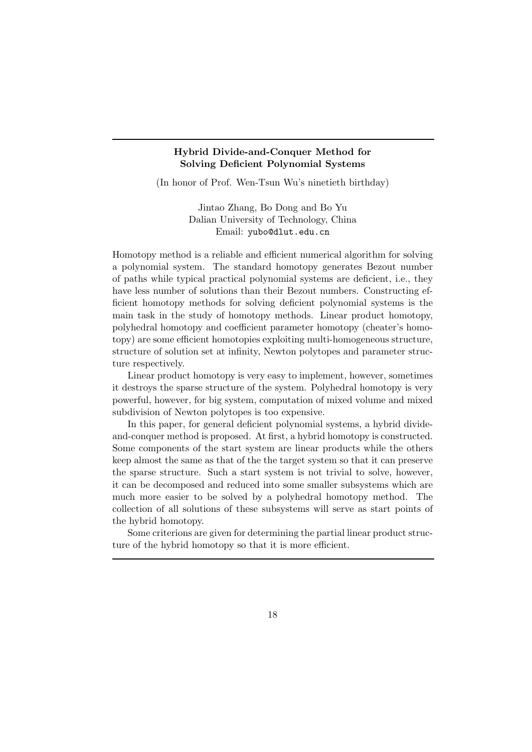**Hybrid Divide-and-Conquer Method for Solving Deficient Polynomial Systems**

(In honor of Prof. Wen-Tsun Wu's ninetieth birthday)

Jintao Zhang, Bo Dong and Bo Yu
Dalian University of Technology, China
Email: yubo@dlut.edu.cn

Homotopy method is a reliable and efficient numerical algorithm for solving a polynomial system. The standard homotopy generates Bezout number of paths while typical practical polynomial systems are deficient, i.e., they have less number of solutions than their Bezout numbers. Constructing efficient homotopy methods for solving deficient polynomial systems is the main task in the study of homotopy methods. Linear product homotopy, polyhedral homotopy and coefficient parameter homotopy (cheater's homotopy) are some efficient homotopies exploiting multi-homogeneous structure, structure of solution set at infinity, Newton polytopes and parameter structure respectively.

Linear product homotopy is very easy to implement, however, sometimes it destroys the sparse structure of the system. Polyhedral homotopy is very powerful, however, for big system, computation of mixed volume and mixed subdivision of Newton polytopes is too expensive.

In this paper, for general deficient polynomial systems, a hybrid divide-and-conquer method is proposed. At first, a hybrid homotopy is constructed. Some components of the start system are linear products while the others keep almost the same as that of the the target system so that it can preserve the sparse structure. Such a start system is not trivial to solve, however, it can be decomposed and reduced into some smaller subsystems which are much more easier to be solved by a polyhedral homotopy method. The collection of all solutions of these subsystems will serve as start points of the hybrid homotopy.

Some criterions are given for determining the partial linear product structure of the hybrid homotopy so that it is more efficient.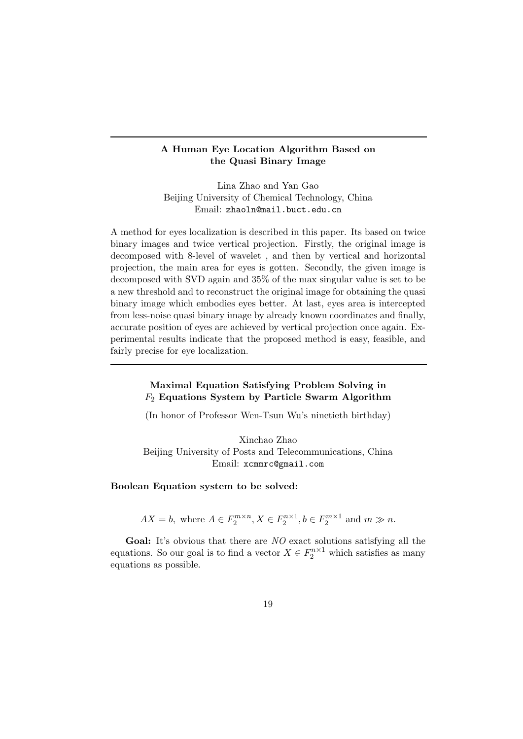---

### A Human Eye Location Algorithm Based on the Quasi Binary Image

Lina Zhao and Yan Gao
Beijing University of Chemical Technology, China
Email: zhaoln@mail.buct.edu.cn

A method for eyes localization is described in this paper. Its based on twice binary images and twice vertical projection. Firstly, the original image is decomposed with 8-level of wavelet , and then by vertical and horizontal projection, the main area for eyes is gotten. Secondly, the given image is decomposed with SVD again and 35% of the max singular value is set to be a new threshold and to reconstruct the original image for obtaining the quasi binary image which embodies eyes better. At last, eyes area is intercepted from less-noise quasi binary image by already known coordinates and finally, accurate position of eyes are achieved by vertical projection once again. Experimental results indicate that the proposed method is easy, feasible, and fairly precise for eye localization.

---

### Maximal Equation Satisfying Problem Solving in $F_2$ Equations System by Particle Swarm Algorithm

(In honor of Professor Wen-Tsun Wu's ninetieth birthday)

Xinchao Zhao
Beijing University of Posts and Telecommunications, China
Email: xcmmrc@gmail.com

**Boolean Equation system to be solved:**

$$AX = b, \text{ where } A \in F_2^{m\times n}, X \in F_2^{n\times 1}, b \in F_2^{m\times 1} \text{ and } m \gg n.$$

**Goal:** It's obvious that there are *NO* exact solutions satisfying all the equations. So our goal is to find a vector $X \in F_2^{n\times 1}$ which satisfies as many equations as possible.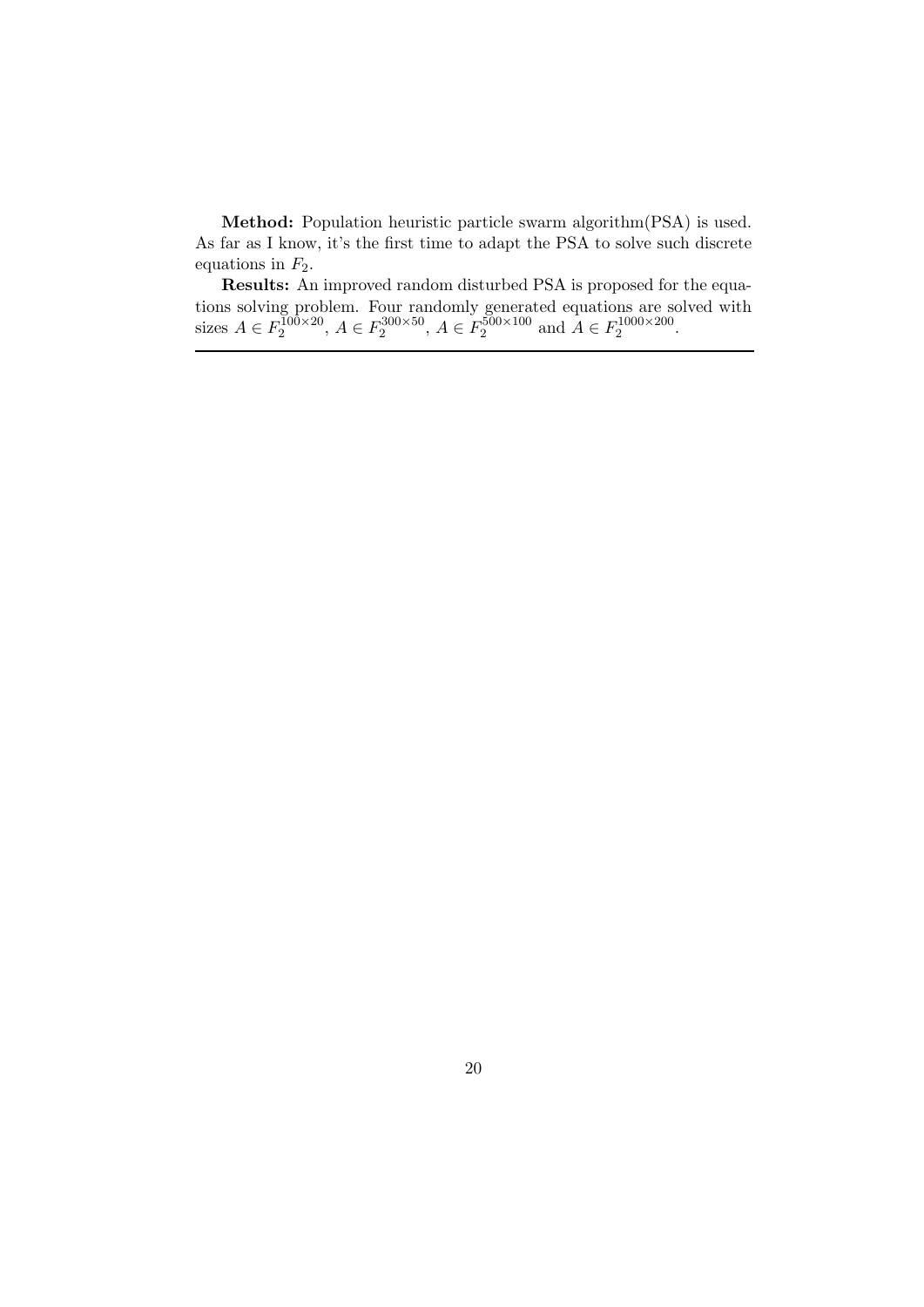**Method:** Population heuristic particle swarm algorithm(PSA) is used. As far as I know, it's the first time to adapt the PSA to solve such discrete equations in $F_2$.

**Results:** An improved random disturbed PSA is proposed for the equations solving problem. Four randomly generated equations are solved with sizes $A \in F_2^{100\times 20}$, $A \in F_2^{300\times 50}$, $A \in F_2^{500\times 100}$ and $A \in F_2^{1000\times 200}$.

---